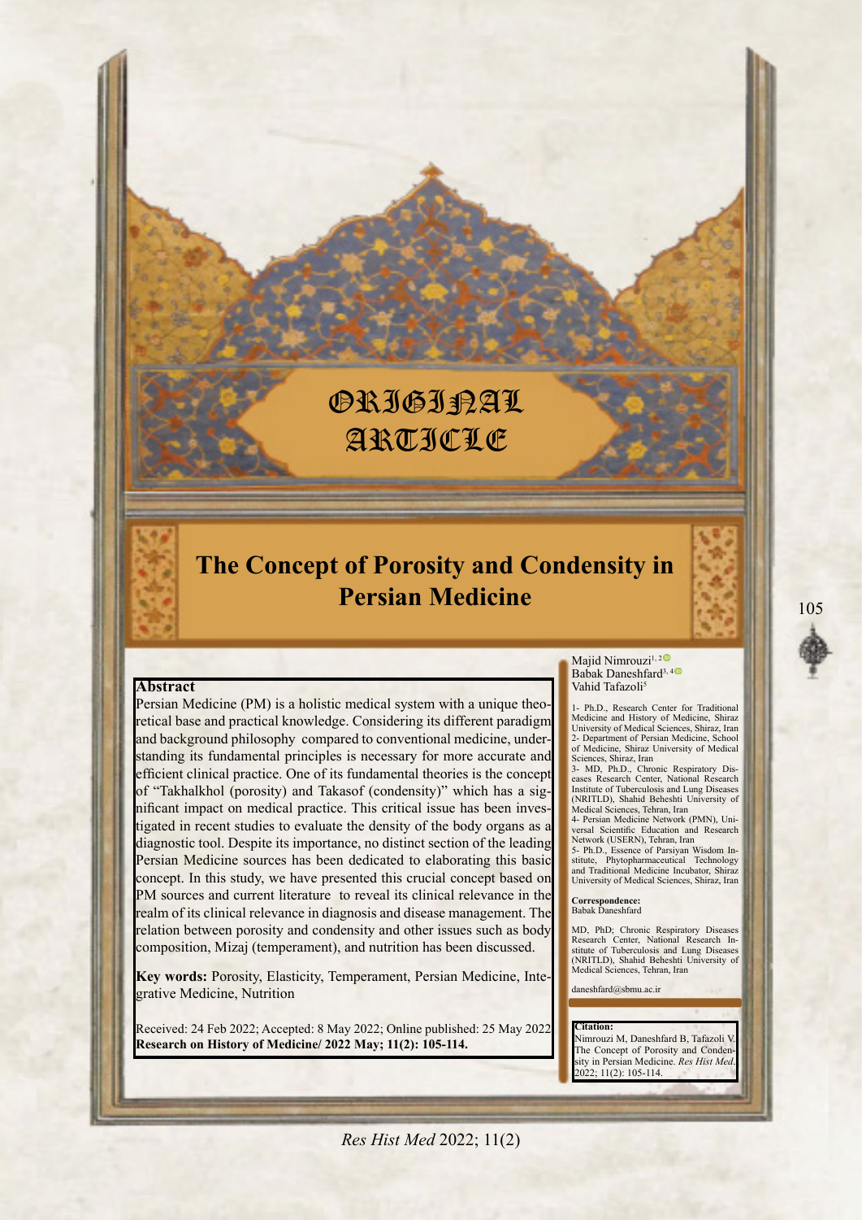ORIGINAL ARTICLE

# The Concept of Porosity and Condensity in Persian Medicine

Majid Nimrouzi[1, 2]
Babak Daneshfard[3, 4]
Vahid Tafazoli[5]

1- Ph.D., Research Center for Traditional Medicine and History of Medicine, Shiraz University of Medical Sciences, Shiraz, Iran
2- Department of Persian Medicine, School of Medicine, Shiraz University of Medical Sciences, Shiraz, Iran
3- MD, Ph.D., Chronic Respiratory Diseases Research Center, National Research Institute of Tuberculosis and Lung Diseases (NRITLD), Shahid Beheshti University of Medical Sciences, Tehran, Iran
4- Persian Medicine Network (PMN), Universal Scientific Education and Research Network (USERN), Tehran, Iran
5- Ph.D., Essence of Parsiyan Wisdom Institute, Phytopharmaceutical Technology and Traditional Medicine Incubator, Shiraz University of Medical Sciences, Shiraz, Iran

**Correspondence:**
Babak Daneshfard

MD, PhD; Chronic Respiratory Diseases Research Center, National Research Institute of Tuberculosis and Lung Diseases (NRITLD), Shahid Beheshti University of Medical Sciences, Tehran, Iran

daneshfard@sbmu.ac.ir

## Abstract

Persian Medicine (PM) is a holistic medical system with a unique theoretical base and practical knowledge. Considering its different paradigm and background philosophy compared to conventional medicine, understanding its fundamental principles is necessary for more accurate and efficient clinical practice. One of its fundamental theories is the concept of "Takhalkhol (porosity) and Takasof (condensity)" which has a significant impact on medical practice. This critical issue has been investigated in recent studies to evaluate the density of the body organs as a diagnostic tool. Despite its importance, no distinct section of the leading Persian Medicine sources has been dedicated to elaborating this basic concept. In this study, we have presented this crucial concept based on PM sources and current literature to reveal its clinical relevance in the realm of its clinical relevance in diagnosis and disease management. The relation between porosity and condensity and other issues such as body composition, Mizaj (temperament), and nutrition has been discussed.

**Key words:** Porosity, Elasticity, Temperament, Persian Medicine, Integrative Medicine, Nutrition

Received: 24 Feb 2022; Accepted: 8 May 2022; Online published: 25 May 2022
**Research on History of Medicine/ 2022 May; 11(2): 105-114.**

**Citation:**
Nimrouzi M, Daneshfard B, Tafazoli V. The Concept of Porosity and Condensity in Persian Medicine. *Res Hist Med*. 2022; 11(2): 105-114.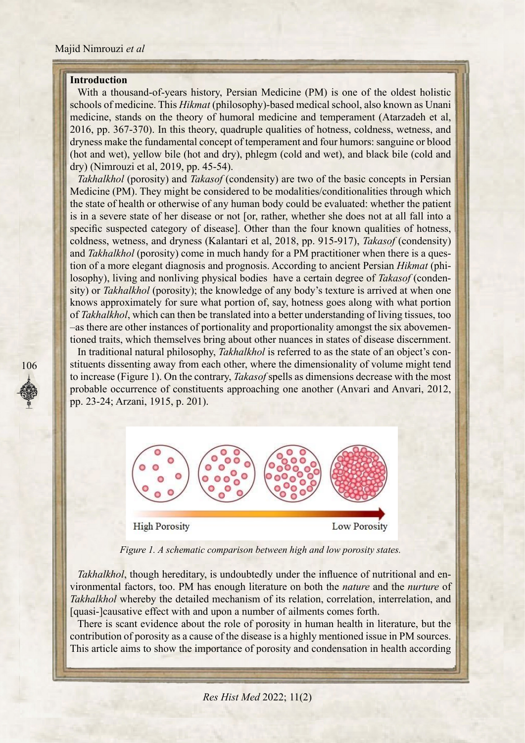## Introduction

With a thousand-of-years history, Persian Medicine (PM) is one of the oldest holistic schools of medicine. This *Hikmat* (philosophy)-based medical school, also known as Unani medicine, stands on the theory of humoral medicine and temperament (Atarzadeh et al, 2016, pp. 367-370). In this theory, quadruple qualities of hotness, coldness, wetness, and dryness make the fundamental concept of temperament and four humors: sanguine or blood (hot and wet), yellow bile (hot and dry), phlegm (cold and wet), and black bile (cold and dry) (Nimrouzi et al, 2019, pp. 45-54).

*Takhalkhol* (porosity) and *Takasof* (condensity) are two of the basic concepts in Persian Medicine (PM). They might be considered to be modalities/conditionalities through which the state of health or otherwise of any human body could be evaluated: whether the patient is in a severe state of her disease or not [or, rather, whether she does not at all fall into a specific suspected category of disease]. Other than the four known qualities of hotness, coldness, wetness, and dryness (Kalantari et al, 2018, pp. 915-917), *Takasof* (condensity) and *Takhalkhol* (porosity) come in much handy for a PM practitioner when there is a question of a more elegant diagnosis and prognosis. According to ancient Persian *Hikmat* (philosophy), living and nonliving physical bodies have a certain degree of *Takasof* (condensity) or *Takhalkhol* (porosity); the knowledge of any body's texture is arrived at when one knows approximately for sure what portion of, say, hotness goes along with what portion of *Takhalkhol*, which can then be translated into a better understanding of living tissues, too –as there are other instances of portionality and proportionality amongst the six abovementioned traits, which themselves bring about other nuances in states of disease discernment.

In traditional natural philosophy, *Takhalkhol* is referred to as the state of an object's constituents dissenting away from each other, where the dimensionality of volume might tend to increase (Figure 1). On the contrary, *Takasof* spells as dimensions decrease with the most probable occurrence of constituents approaching one another (Anvari and Anvari, 2012, pp. 23-24; Arzani, 1915, p. 201).

High Porosity → Low Porosity

*Figure 1. A schematic comparison between high and low porosity states.*

*Takhalkhol*, though hereditary, is undoubtedly under the influence of nutritional and environmental factors, too. PM has enough literature on both the *nature* and the *nurture* of *Takhalkhol* whereby the detailed mechanism of its relation, correlation, interrelation, and [quasi-]causative effect with and upon a number of ailments comes forth.

There is scant evidence about the role of porosity in human health in literature, but the contribution of porosity as a cause of the disease is a highly mentioned issue in PM sources. This article aims to show the importance of porosity and condensation in health according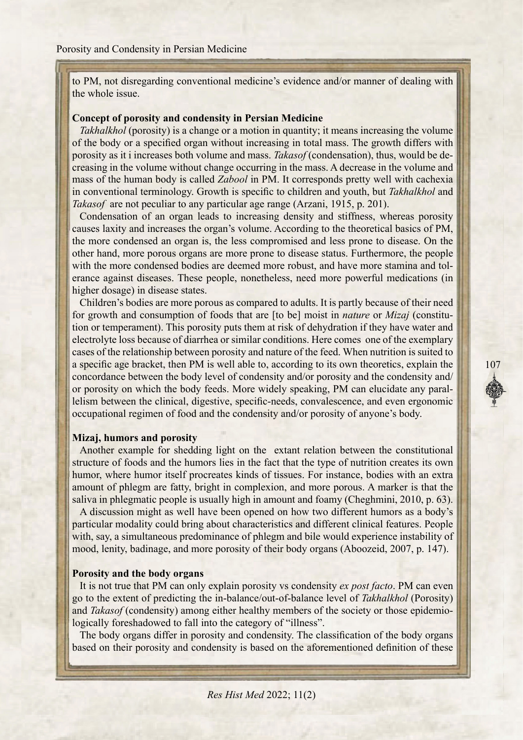to PM, not disregarding conventional medicine's evidence and/or manner of dealing with the whole issue.

### Concept of porosity and condensity in Persian Medicine

*Takhalkhol* (porosity) is a change or a motion in quantity; it means increasing the volume of the body or a specified organ without increasing in total mass. The growth differs with porosity as it i increases both volume and mass. *Takasof* (condensation), thus, would be decreasing in the volume without change occurring in the mass. A decrease in the volume and mass of the human body is called *Zabool* in PM. It corresponds pretty well with cachexia in conventional terminology. Growth is specific to children and youth, but *Takhalkhol* and *Takasof* are not peculiar to any particular age range (Arzani, 1915, p. 201).

Condensation of an organ leads to increasing density and stiffness, whereas porosity causes laxity and increases the organ's volume. According to the theoretical basics of PM, the more condensed an organ is, the less compromised and less prone to disease. On the other hand, more porous organs are more prone to disease status. Furthermore, the people with the more condensed bodies are deemed more robust, and have more stamina and tolerance against diseases. These people, nonetheless, need more powerful medications (in higher dosage) in disease states.

Children's bodies are more porous as compared to adults. It is partly because of their need for growth and consumption of foods that are [to be] moist in *nature* or *Mizaj* (constitution or temperament). This porosity puts them at risk of dehydration if they have water and electrolyte loss because of diarrhea or similar conditions. Here comes one of the exemplary cases of the relationship between porosity and nature of the feed. When nutrition is suited to a specific age bracket, then PM is well able to, according to its own theoretics, explain the concordance between the body level of condensity and/or porosity and the condensity and/or porosity on which the body feeds. More widely speaking, PM can elucidate any parallelism between the clinical, digestive, specific-needs, convalescence, and even ergonomic occupational regimen of food and the condensity and/or porosity of anyone's body.

### Mizaj, humors and porosity

Another example for shedding light on the extant relation between the constitutional structure of foods and the humors lies in the fact that the type of nutrition creates its own humor, where humor itself procreates kinds of tissues. For instance, bodies with an extra amount of phlegm are fatty, bright in complexion, and more porous. A marker is that the saliva in phlegmatic people is usually high in amount and foamy (Cheghmini, 2010, p. 63).

A discussion might as well have been opened on how two different humors as a body's particular modality could bring about characteristics and different clinical features. People with, say, a simultaneous predominance of phlegm and bile would experience instability of mood, lenity, badinage, and more porosity of their body organs (Aboozeid, 2007, p. 147).

### Porosity and the body organs

It is not true that PM can only explain porosity vs condensity *ex post facto*. PM can even go to the extent of predicting the in-balance/out-of-balance level of *Takhalkhol* (Porosity) and *Takasof* (condensity) among either healthy members of the society or those epidemiologically foreshadowed to fall into the category of "illness".

The body organs differ in porosity and condensity. The classification of the body organs based on their porosity and condensity is based on the aforementioned definition of these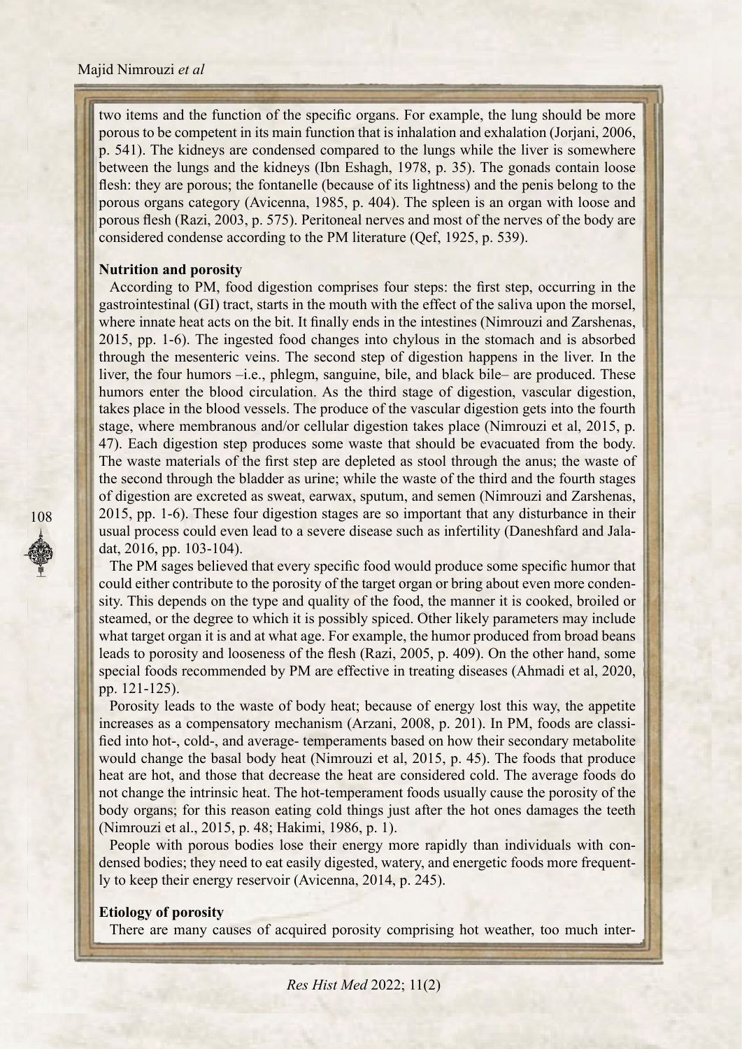two items and the function of the specific organs. For example, the lung should be more porous to be competent in its main function that is inhalation and exhalation (Jorjani, 2006, p. 541). The kidneys are condensed compared to the lungs while the liver is somewhere between the lungs and the kidneys (Ibn Eshagh, 1978, p. 35). The gonads contain loose flesh: they are porous; the fontanelle (because of its lightness) and the penis belong to the porous organs category (Avicenna, 1985, p. 404). The spleen is an organ with loose and porous flesh (Razi, 2003, p. 575). Peritoneal nerves and most of the nerves of the body are considered condense according to the PM literature (Qef, 1925, p. 539).

**Nutrition and porosity**

According to PM, food digestion comprises four steps: the first step, occurring in the gastrointestinal (GI) tract, starts in the mouth with the effect of the saliva upon the morsel, where innate heat acts on the bit. It finally ends in the intestines (Nimrouzi and Zarshenas, 2015, pp. 1-6). The ingested food changes into chylous in the stomach and is absorbed through the mesenteric veins. The second step of digestion happens in the liver. In the liver, the four humors –i.e., phlegm, sanguine, bile, and black bile– are produced. These humors enter the blood circulation. As the third stage of digestion, vascular digestion, takes place in the blood vessels. The produce of the vascular digestion gets into the fourth stage, where membranous and/or cellular digestion takes place (Nimrouzi et al, 2015, p. 47). Each digestion step produces some waste that should be evacuated from the body. The waste materials of the first step are depleted as stool through the anus; the waste of the second through the bladder as urine; while the waste of the third and the fourth stages of digestion are excreted as sweat, earwax, sputum, and semen (Nimrouzi and Zarshenas, 2015, pp. 1-6). These four digestion stages are so important that any disturbance in their usual process could even lead to a severe disease such as infertility (Daneshfard and Jaladat, 2016, pp. 103-104).

The PM sages believed that every specific food would produce some specific humor that could either contribute to the porosity of the target organ or bring about even more condensity. This depends on the type and quality of the food, the manner it is cooked, broiled or steamed, or the degree to which it is possibly spiced. Other likely parameters may include what target organ it is and at what age. For example, the humor produced from broad beans leads to porosity and looseness of the flesh (Razi, 2005, p. 409). On the other hand, some special foods recommended by PM are effective in treating diseases (Ahmadi et al, 2020, pp. 121-125).

Porosity leads to the waste of body heat; because of energy lost this way, the appetite increases as a compensatory mechanism (Arzani, 2008, p. 201). In PM, foods are classified into hot-, cold-, and average- temperaments based on how their secondary metabolite would change the basal body heat (Nimrouzi et al, 2015, p. 45). The foods that produce heat are hot, and those that decrease the heat are considered cold. The average foods do not change the intrinsic heat. The hot-temperament foods usually cause the porosity of the body organs; for this reason eating cold things just after the hot ones damages the teeth (Nimrouzi et al., 2015, p. 48; Hakimi, 1986, p. 1).

People with porous bodies lose their energy more rapidly than individuals with condensed bodies; they need to eat easily digested, watery, and energetic foods more frequently to keep their energy reservoir (Avicenna, 2014, p. 245).

**Etiology of porosity**

There are many causes of acquired porosity comprising hot weather, too much inter-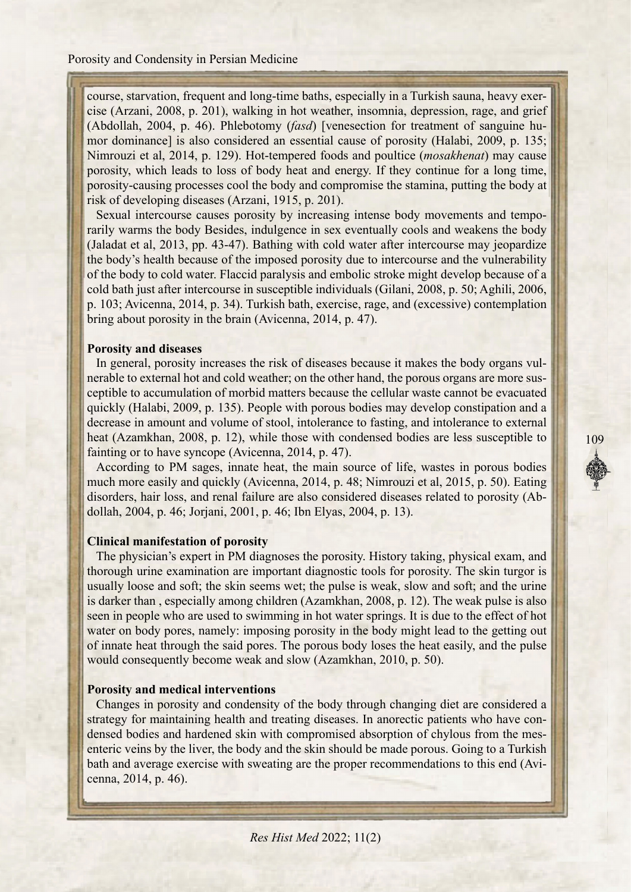course, starvation, frequent and long-time baths, especially in a Turkish sauna, heavy exercise (Arzani, 2008, p. 201), walking in hot weather, insomnia, depression, rage, and grief (Abdollah, 2004, p. 46). Phlebotomy (*fasd*) [venesection for treatment of sanguine humor dominance] is also considered an essential cause of porosity (Halabi, 2009, p. 135; Nimrouzi et al, 2014, p. 129). Hot-tempered foods and poultice (*mosakhenat*) may cause porosity, which leads to loss of body heat and energy. If they continue for a long time, porosity-causing processes cool the body and compromise the stamina, putting the body at risk of developing diseases (Arzani, 1915, p. 201).

Sexual intercourse causes porosity by increasing intense body movements and temporarily warms the body Besides, indulgence in sex eventually cools and weakens the body (Jaladat et al, 2013, pp. 43-47). Bathing with cold water after intercourse may jeopardize the body's health because of the imposed porosity due to intercourse and the vulnerability of the body to cold water. Flaccid paralysis and embolic stroke might develop because of a cold bath just after intercourse in susceptible individuals (Gilani, 2008, p. 50; Aghili, 2006, p. 103; Avicenna, 2014, p. 34). Turkish bath, exercise, rage, and (excessive) contemplation bring about porosity in the brain (Avicenna, 2014, p. 47).

**Porosity and diseases**

In general, porosity increases the risk of diseases because it makes the body organs vulnerable to external hot and cold weather; on the other hand, the porous organs are more susceptible to accumulation of morbid matters because the cellular waste cannot be evacuated quickly (Halabi, 2009, p. 135). People with porous bodies may develop constipation and a decrease in amount and volume of stool, intolerance to fasting, and intolerance to external heat (Azamkhan, 2008, p. 12), while those with condensed bodies are less susceptible to fainting or to have syncope (Avicenna, 2014, p. 47).

According to PM sages, innate heat, the main source of life, wastes in porous bodies much more easily and quickly (Avicenna, 2014, p. 48; Nimrouzi et al, 2015, p. 50). Eating disorders, hair loss, and renal failure are also considered diseases related to porosity (Abdollah, 2004, p. 46; Jorjani, 2001, p. 46; Ibn Elyas, 2004, p. 13).

**Clinical manifestation of porosity**

The physician's expert in PM diagnoses the porosity. History taking, physical exam, and thorough urine examination are important diagnostic tools for porosity. The skin turgor is usually loose and soft; the skin seems wet; the pulse is weak, slow and soft; and the urine is darker than , especially among children (Azamkhan, 2008, p. 12). The weak pulse is also seen in people who are used to swimming in hot water springs. It is due to the effect of hot water on body pores, namely: imposing porosity in the body might lead to the getting out of innate heat through the said pores. The porous body loses the heat easily, and the pulse would consequently become weak and slow (Azamkhan, 2010, p. 50).

**Porosity and medical interventions**

Changes in porosity and condensity of the body through changing diet are considered a strategy for maintaining health and treating diseases. In anorectic patients who have condensed bodies and hardened skin with compromised absorption of chylous from the mesenteric veins by the liver, the body and the skin should be made porous. Going to a Turkish bath and average exercise with sweating are the proper recommendations to this end (Avicenna, 2014, p. 46).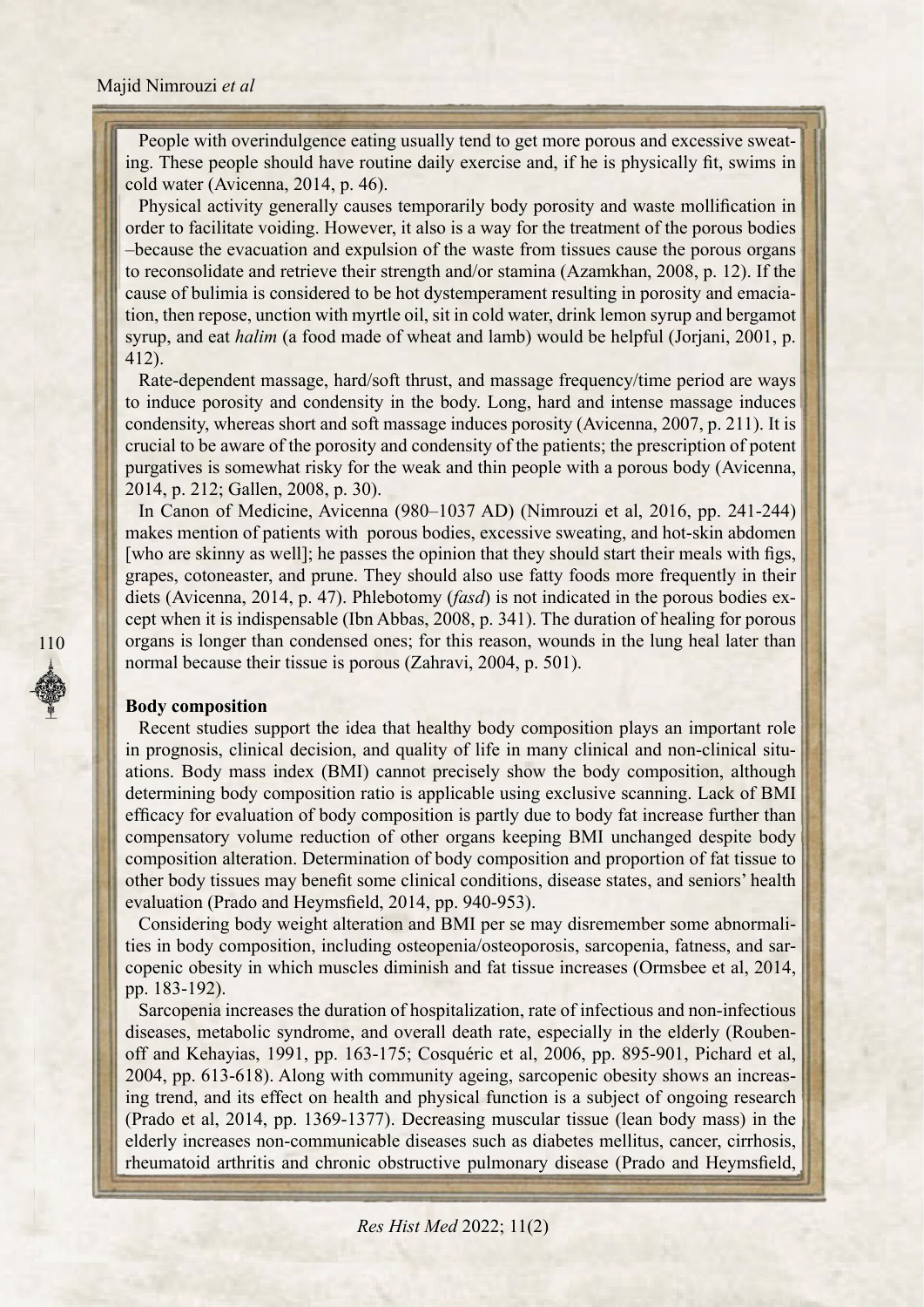People with overindulgence eating usually tend to get more porous and excessive sweating. These people should have routine daily exercise and, if he is physically fit, swims in cold water (Avicenna, 2014, p. 46).

Physical activity generally causes temporarily body porosity and waste mollification in order to facilitate voiding. However, it also is a way for the treatment of the porous bodies –because the evacuation and expulsion of the waste from tissues cause the porous organs to reconsolidate and retrieve their strength and/or stamina (Azamkhan, 2008, p. 12). If the cause of bulimia is considered to be hot dystemperament resulting in porosity and emaciation, then repose, unction with myrtle oil, sit in cold water, drink lemon syrup and bergamot syrup, and eat *halim* (a food made of wheat and lamb) would be helpful (Jorjani, 2001, p. 412).

Rate-dependent massage, hard/soft thrust, and massage frequency/time period are ways to induce porosity and condensity in the body. Long, hard and intense massage induces condensity, whereas short and soft massage induces porosity (Avicenna, 2007, p. 211). It is crucial to be aware of the porosity and condensity of the patients; the prescription of potent purgatives is somewhat risky for the weak and thin people with a porous body (Avicenna, 2014, p. 212; Gallen, 2008, p. 30).

In Canon of Medicine, Avicenna (980–1037 AD) (Nimrouzi et al, 2016, pp. 241-244) makes mention of patients with porous bodies, excessive sweating, and hot-skin abdomen [who are skinny as well]; he passes the opinion that they should start their meals with figs, grapes, cotoneaster, and prune. They should also use fatty foods more frequently in their diets (Avicenna, 2014, p. 47). Phlebotomy (*fasd*) is not indicated in the porous bodies except when it is indispensable (Ibn Abbas, 2008, p. 341). The duration of healing for porous organs is longer than condensed ones; for this reason, wounds in the lung heal later than normal because their tissue is porous (Zahravi, 2004, p. 501).

**Body composition**

Recent studies support the idea that healthy body composition plays an important role in prognosis, clinical decision, and quality of life in many clinical and non-clinical situations. Body mass index (BMI) cannot precisely show the body composition, although determining body composition ratio is applicable using exclusive scanning. Lack of BMI efficacy for evaluation of body composition is partly due to body fat increase further than compensatory volume reduction of other organs keeping BMI unchanged despite body composition alteration. Determination of body composition and proportion of fat tissue to other body tissues may benefit some clinical conditions, disease states, and seniors' health evaluation (Prado and Heymsfield, 2014, pp. 940-953).

Considering body weight alteration and BMI per se may disremember some abnormalities in body composition, including osteopenia/osteoporosis, sarcopenia, fatness, and sarcopenic obesity in which muscles diminish and fat tissue increases (Ormsbee et al, 2014, pp. 183-192).

Sarcopenia increases the duration of hospitalization, rate of infectious and non-infectious diseases, metabolic syndrome, and overall death rate, especially in the elderly (Roubenoff and Kehayias, 1991, pp. 163-175; Cosquéric et al, 2006, pp. 895-901, Pichard et al, 2004, pp. 613-618). Along with community ageing, sarcopenic obesity shows an increasing trend, and its effect on health and physical function is a subject of ongoing research (Prado et al, 2014, pp. 1369-1377). Decreasing muscular tissue (lean body mass) in the elderly increases non-communicable diseases such as diabetes mellitus, cancer, cirrhosis, rheumatoid arthritis and chronic obstructive pulmonary disease (Prado and Heymsfield,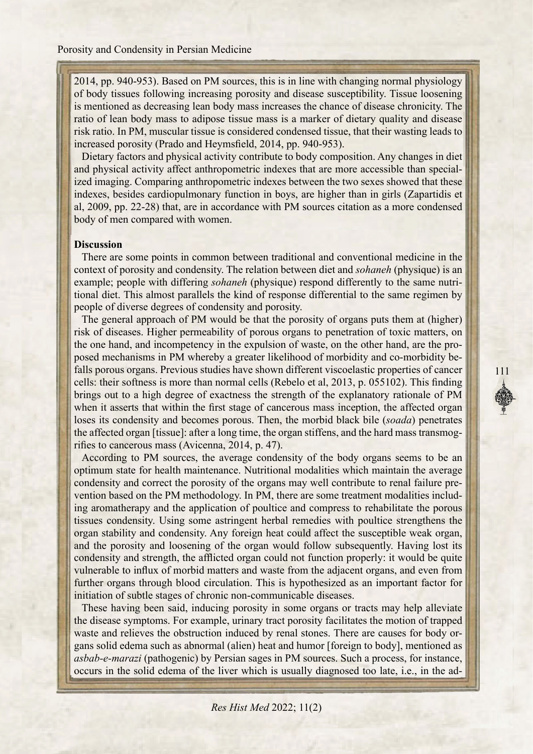2014, pp. 940-953). Based on PM sources, this is in line with changing normal physiology of body tissues following increasing porosity and disease susceptibility. Tissue loosening is mentioned as decreasing lean body mass increases the chance of disease chronicity. The ratio of lean body mass to adipose tissue mass is a marker of dietary quality and disease risk ratio. In PM, muscular tissue is considered condensed tissue, that their wasting leads to increased porosity (Prado and Heymsfield, 2014, pp. 940-953).

Dietary factors and physical activity contribute to body composition. Any changes in diet and physical activity affect anthropometric indexes that are more accessible than specialized imaging. Comparing anthropometric indexes between the two sexes showed that these indexes, besides cardiopulmonary function in boys, are higher than in girls (Zapartidis et al, 2009, pp. 22-28) that, are in accordance with PM sources citation as a more condensed body of men compared with women.

**Discussion**

There are some points in common between traditional and conventional medicine in the context of porosity and condensity. The relation between diet and *sohaneh* (physique) is an example; people with differing *sohaneh* (physique) respond differently to the same nutritional diet. This almost parallels the kind of response differential to the same regimen by people of diverse degrees of condensity and porosity.

The general approach of PM would be that the porosity of organs puts them at (higher) risk of diseases. Higher permeability of porous organs to penetration of toxic matters, on the one hand, and incompetency in the expulsion of waste, on the other hand, are the proposed mechanisms in PM whereby a greater likelihood of morbidity and co-morbidity befalls porous organs. Previous studies have shown different viscoelastic properties of cancer cells: their softness is more than normal cells (Rebelo et al, 2013, p. 055102). This finding brings out to a high degree of exactness the strength of the explanatory rationale of PM when it asserts that within the first stage of cancerous mass inception, the affected organ loses its condensity and becomes porous. Then, the morbid black bile (*soada*) penetrates the affected organ [tissue]: after a long time, the organ stiffens, and the hard mass transmogrifies to cancerous mass (Avicenna, 2014, p. 47).

According to PM sources, the average condensity of the body organs seems to be an optimum state for health maintenance. Nutritional modalities which maintain the average condensity and correct the porosity of the organs may well contribute to renal failure prevention based on the PM methodology. In PM, there are some treatment modalities including aromatherapy and the application of poultice and compress to rehabilitate the porous tissues condensity. Using some astringent herbal remedies with poultice strengthens the organ stability and condensity. Any foreign heat could affect the susceptible weak organ, and the porosity and loosening of the organ would follow subsequently. Having lost its condensity and strength, the afflicted organ could not function properly: it would be quite vulnerable to influx of morbid matters and waste from the adjacent organs, and even from further organs through blood circulation. This is hypothesized as an important factor for initiation of subtle stages of chronic non-communicable diseases.

These having been said, inducing porosity in some organs or tracts may help alleviate the disease symptoms. For example, urinary tract porosity facilitates the motion of trapped waste and relieves the obstruction induced by renal stones. There are causes for body organs solid edema such as abnormal (alien) heat and humor [foreign to body], mentioned as *asbab-e-marazi* (pathogenic) by Persian sages in PM sources. Such a process, for instance, occurs in the solid edema of the liver which is usually diagnosed too late, i.e., in the ad-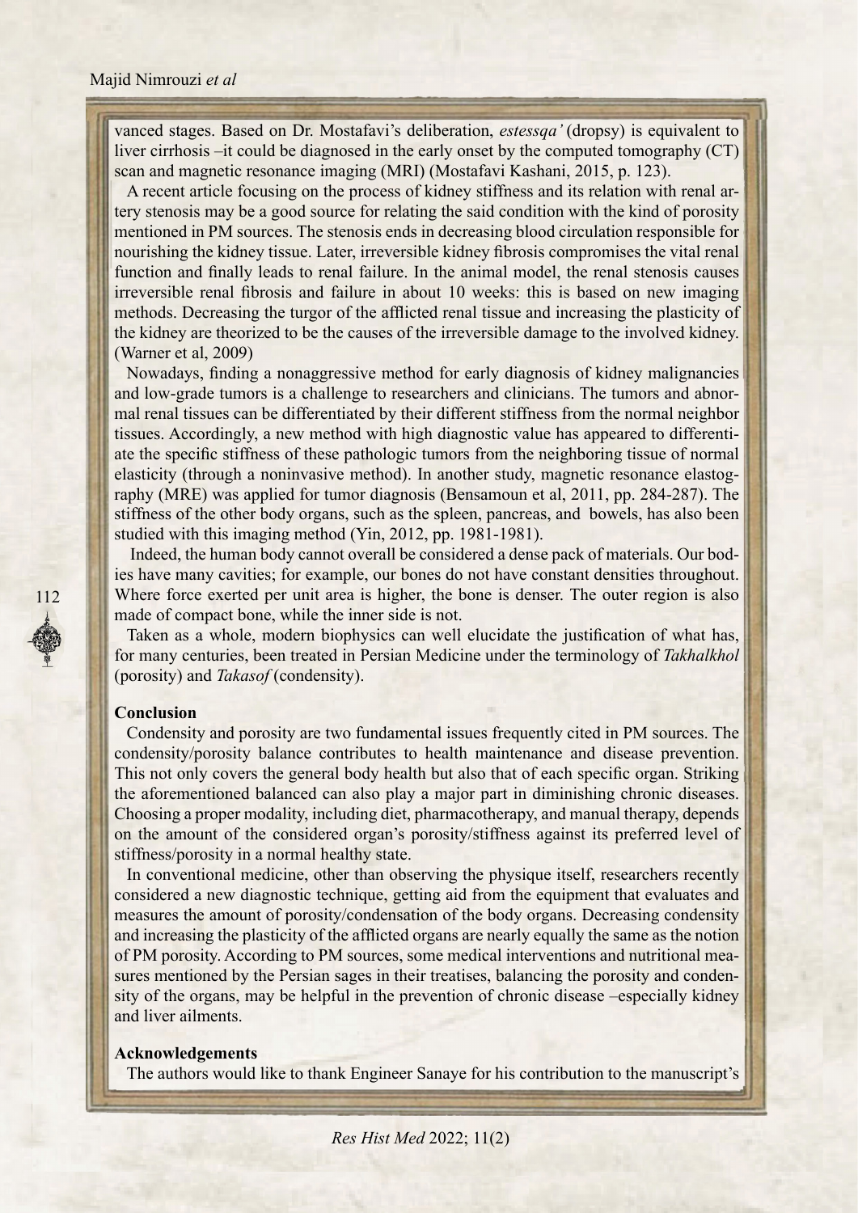vanced stages. Based on Dr. Mostafavi's deliberation, *estessqa'* (dropsy) is equivalent to liver cirrhosis –it could be diagnosed in the early onset by the computed tomography (CT) scan and magnetic resonance imaging (MRI) (Mostafavi Kashani, 2015, p. 123).

A recent article focusing on the process of kidney stiffness and its relation with renal artery stenosis may be a good source for relating the said condition with the kind of porosity mentioned in PM sources. The stenosis ends in decreasing blood circulation responsible for nourishing the kidney tissue. Later, irreversible kidney fibrosis compromises the vital renal function and finally leads to renal failure. In the animal model, the renal stenosis causes irreversible renal fibrosis and failure in about 10 weeks: this is based on new imaging methods. Decreasing the turgor of the afflicted renal tissue and increasing the plasticity of the kidney are theorized to be the causes of the irreversible damage to the involved kidney. (Warner et al, 2009)

Nowadays, finding a nonaggressive method for early diagnosis of kidney malignancies and low-grade tumors is a challenge to researchers and clinicians. The tumors and abnormal renal tissues can be differentiated by their different stiffness from the normal neighbor tissues. Accordingly, a new method with high diagnostic value has appeared to differentiate the specific stiffness of these pathologic tumors from the neighboring tissue of normal elasticity (through a noninvasive method). In another study, magnetic resonance elastography (MRE) was applied for tumor diagnosis (Bensamoun et al, 2011, pp. 284-287). The stiffness of the other body organs, such as the spleen, pancreas, and bowels, has also been studied with this imaging method (Yin, 2012, pp. 1981-1981).

Indeed, the human body cannot overall be considered a dense pack of materials. Our bodies have many cavities; for example, our bones do not have constant densities throughout. Where force exerted per unit area is higher, the bone is denser. The outer region is also made of compact bone, while the inner side is not.

Taken as a whole, modern biophysics can well elucidate the justification of what has, for many centuries, been treated in Persian Medicine under the terminology of *Takhalkhol* (porosity) and *Takasof* (condensity).

## Conclusion

Condensity and porosity are two fundamental issues frequently cited in PM sources. The condensity/porosity balance contributes to health maintenance and disease prevention. This not only covers the general body health but also that of each specific organ. Striking the aforementioned balanced can also play a major part in diminishing chronic diseases. Choosing a proper modality, including diet, pharmacotherapy, and manual therapy, depends on the amount of the considered organ's porosity/stiffness against its preferred level of stiffness/porosity in a normal healthy state.

In conventional medicine, other than observing the physique itself, researchers recently considered a new diagnostic technique, getting aid from the equipment that evaluates and measures the amount of porosity/condensation of the body organs. Decreasing condensity and increasing the plasticity of the afflicted organs are nearly equally the same as the notion of PM porosity. According to PM sources, some medical interventions and nutritional measures mentioned by the Persian sages in their treatises, balancing the porosity and condensity of the organs, may be helpful in the prevention of chronic disease –especially kidney and liver ailments.

## Acknowledgements

The authors would like to thank Engineer Sanaye for his contribution to the manuscript's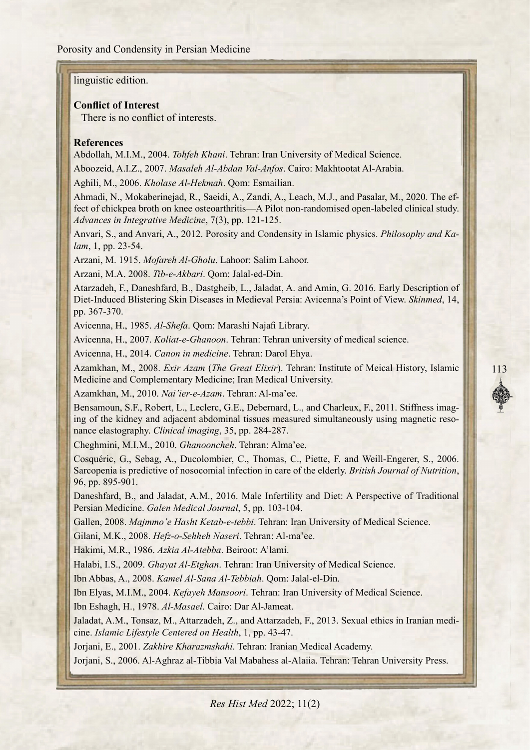linguistic edition.

**Conflict of Interest**

There is no conflict of interests.

**References**

Abdollah, M.I.M., 2004. *Tohfeh Khani*. Tehran: Iran University of Medical Science.

Aboozeid, A.I.Z., 2007. *Masaleh Al-Abdan Val-Anfos*. Cairo: Makhtootat Al-Arabia.

Aghili, M., 2006. *Kholase Al-Hekmah*. Qom: Esmailian.

Ahmadi, N., Mokaberinejad, R., Saeidi, A., Zandi, A., Leach, M.J., and Pasalar, M., 2020. The effect of chickpea broth on knee osteoarthritis—A Pilot non-randomised open-labeled clinical study. *Advances in Integrative Medicine*, 7(3), pp. 121-125.

Anvari, S., and Anvari, A., 2012. Porosity and Condensity in Islamic physics. *Philosophy and Kalam*, 1, pp. 23-54.

Arzani, M. 1915. *Mofareh Al-Gholu*. Lahoor: Salim Lahoor.

Arzani, M.A. 2008. *Tib-e-Akbari*. Qom: Jalal-ed-Din.

Atarzadeh, F., Daneshfard, B., Dastgheib, L., Jaladat, A. and Amin, G. 2016. Early Description of Diet-Induced Blistering Skin Diseases in Medieval Persia: Avicenna's Point of View. *Skinmed*, 14, pp. 367-370.

Avicenna, H., 1985. *Al-Shefa*. Qom: Marashi Najafi Library.

Avicenna, H., 2007. *Koliat-e-Ghanoon*. Tehran: Tehran university of medical science.

Avicenna, H., 2014. *Canon in medicine*. Tehran: Darol Ehya.

Azamkhan, M., 2008. *Exir Azam* (*The Great Elixir*). Tehran: Institute of Meical History, Islamic Medicine and Complementary Medicine; Iran Medical University.

Azamkhan, M., 2010. *Nai'ier-e-Azam*. Tehran: Al-ma'ee.

Bensamoun, S.F., Robert, L., Leclerc, G.E., Debernard, L., and Charleux, F., 2011. Stiffness imaging of the kidney and adjacent abdominal tissues measured simultaneously using magnetic resonance elastography. *Clinical imaging*, 35, pp. 284-287.

Cheghmini, M.I.M., 2010. *Ghanooncheh*. Tehran: Alma'ee.

Cosquéric, G., Sebag, A., Ducolombier, C., Thomas, C., Piette, F. and Weill-Engerer, S., 2006. Sarcopenia is predictive of nosocomial infection in care of the elderly. *British Journal of Nutrition*, 96, pp. 895-901.

Daneshfard, B., and Jaladat, A.M., 2016. Male Infertility and Diet: A Perspective of Traditional Persian Medicine. *Galen Medical Journal*, 5, pp. 103-104.

Gallen, 2008. *Majmmo'e Hasht Ketab-e-tebbi*. Tehran: Iran University of Medical Science.

Gilani, M.K., 2008. *Hefz-o-Sehheh Naseri*. Tehran: Al-ma'ee.

Hakimi, M.R., 1986. *Azkia Al-Atebba*. Beiroot: A'lami.

Halabi, I.S., 2009. *Ghayat Al-Etghan*. Tehran: Iran University of Medical Science.

Ibn Abbas, A., 2008. *Kamel Al-Sana Al-Tebbiah*. Qom: Jalal-el-Din.

Ibn Elyas, M.I.M., 2004. *Kefayeh Mansoori*. Tehran: Iran University of Medical Science.

Ibn Eshagh, H., 1978. *Al-Masael*. Cairo: Dar Al-Jameat.

Jaladat, A.M., Tonsaz, M., Attarzadeh, Z., and Attarzadeh, F., 2013. Sexual ethics in Iranian medicine. *Islamic Lifestyle Centered on Health*, 1, pp. 43-47.

Jorjani, E., 2001. *Zakhire Kharazmshahi*. Tehran: Iranian Medical Academy.

Jorjani, S., 2006. Al-Aghraz al-Tibbia Val Mabahess al-Alaiia. Tehran: Tehran University Press.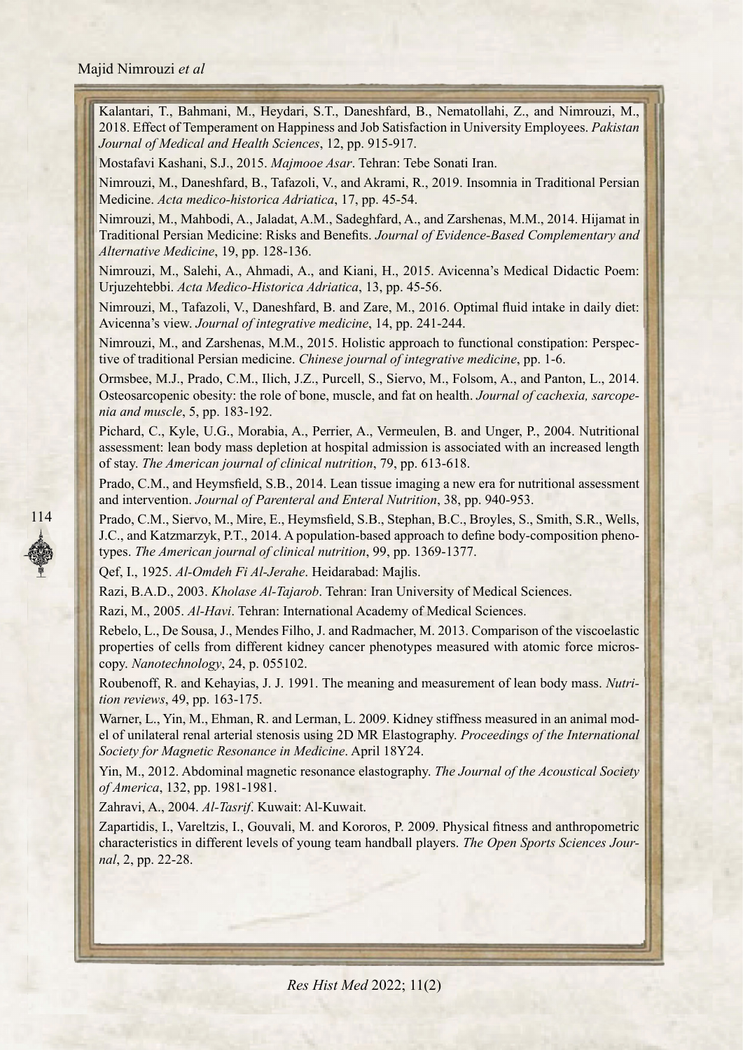Kalantari, T., Bahmani, M., Heydari, S.T., Daneshfard, B., Nematollahi, Z., and Nimrouzi, M., 2018. Effect of Temperament on Happiness and Job Satisfaction in University Employees. *Pakistan Journal of Medical and Health Sciences*, 12, pp. 915-917.

Mostafavi Kashani, S.J., 2015. *Majmooe Asar*. Tehran: Tebe Sonati Iran.

Nimrouzi, M., Daneshfard, B., Tafazoli, V., and Akrami, R., 2019. Insomnia in Traditional Persian Medicine. *Acta medico-historica Adriatica*, 17, pp. 45-54.

Nimrouzi, M., Mahbodi, A., Jaladat, A.M., Sadeghfard, A., and Zarshenas, M.M., 2014. Hijamat in Traditional Persian Medicine: Risks and Benefits. *Journal of Evidence-Based Complementary and Alternative Medicine*, 19, pp. 128-136.

Nimrouzi, M., Salehi, A., Ahmadi, A., and Kiani, H., 2015. Avicenna's Medical Didactic Poem: Urjuzehtebbi. *Acta Medico-Historica Adriatica*, 13, pp. 45-56.

Nimrouzi, M., Tafazoli, V., Daneshfard, B. and Zare, M., 2016. Optimal fluid intake in daily diet: Avicenna's view. *Journal of integrative medicine*, 14, pp. 241-244.

Nimrouzi, M., and Zarshenas, M.M., 2015. Holistic approach to functional constipation: Perspective of traditional Persian medicine. *Chinese journal of integrative medicine*, pp. 1-6.

Ormsbee, M.J., Prado, C.M., Ilich, J.Z., Purcell, S., Siervo, M., Folsom, A., and Panton, L., 2014. Osteosarcopenic obesity: the role of bone, muscle, and fat on health. *Journal of cachexia, sarcopenia and muscle*, 5, pp. 183-192.

Pichard, C., Kyle, U.G., Morabia, A., Perrier, A., Vermeulen, B. and Unger, P., 2004. Nutritional assessment: lean body mass depletion at hospital admission is associated with an increased length of stay. *The American journal of clinical nutrition*, 79, pp. 613-618.

Prado, C.M., and Heymsfield, S.B., 2014. Lean tissue imaging a new era for nutritional assessment and intervention. *Journal of Parenteral and Enteral Nutrition*, 38, pp. 940-953.

Prado, C.M., Siervo, M., Mire, E., Heymsfield, S.B., Stephan, B.C., Broyles, S., Smith, S.R., Wells, J.C., and Katzmarzyk, P.T., 2014. A population-based approach to define body-composition phenotypes. *The American journal of clinical nutrition*, 99, pp. 1369-1377.

Qef, I., 1925. *Al-Omdeh Fi Al-Jerahe*. Heidarabad: Majlis.

Razi, B.A.D., 2003. *Kholase Al-Tajarob*. Tehran: Iran University of Medical Sciences.

Razi, M., 2005. *Al-Havi*. Tehran: International Academy of Medical Sciences.

Rebelo, L., De Sousa, J., Mendes Filho, J. and Radmacher, M. 2013. Comparison of the viscoelastic properties of cells from different kidney cancer phenotypes measured with atomic force microscopy. *Nanotechnology*, 24, p. 055102.

Roubenoff, R. and Kehayias, J. J. 1991. The meaning and measurement of lean body mass. *Nutrition reviews*, 49, pp. 163-175.

Warner, L., Yin, M., Ehman, R. and Lerman, L. 2009. Kidney stiffness measured in an animal model of unilateral renal arterial stenosis using 2D MR Elastography. *Proceedings of the International Society for Magnetic Resonance in Medicine*. April 18Y24.

Yin, M., 2012. Abdominal magnetic resonance elastography. *The Journal of the Acoustical Society of America*, 132, pp. 1981-1981.

Zahravi, A., 2004. *Al-Tasrif*. Kuwait: Al-Kuwait.

Zapartidis, I., Vareltzis, I., Gouvali, M. and Kororos, P. 2009. Physical fitness and anthropometric characteristics in different levels of young team handball players. *The Open Sports Sciences Journal*, 2, pp. 22-28.